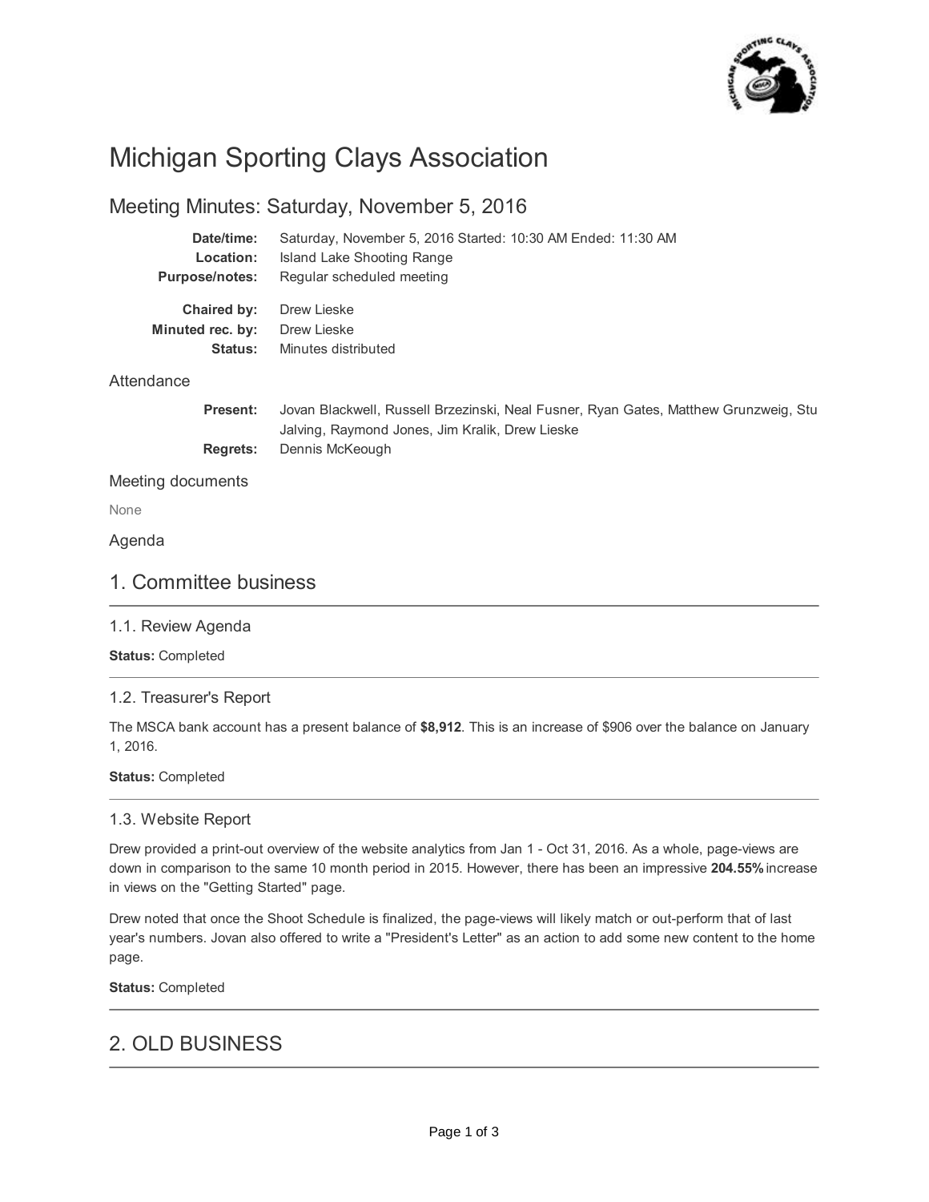# Michigan Sporting Clays Association

## Meeting Minutes: Saturday, November 5, 2016

**Date/time:** Saturday, November 5, 2016 Started: 10:30 AM Ended: 11:30 AM
**Location:** Island Lake Shooting Range
**Purpose/notes:** Regular scheduled meeting

**Chaired by:** Drew Lieske
**Minuted rec. by:** Drew Lieske
**Status:** Minutes distributed

### Attendance

**Present:** Jovan Blackwell, Russell Brzezinski, Neal Fusner, Ryan Gates, Matthew Grunzweig, Stu Jalving, Raymond Jones, Jim Kralik, Drew Lieske
**Regrets:** Dennis McKeough

### Meeting documents

None

### Agenda

## 1. Committee business

### 1.1. Review Agenda

**Status:** Completed

### 1.2. Treasurer's Report

The MSCA bank account has a present balance of **$8,912**. This is an increase of $906 over the balance on January 1, 2016.

**Status:** Completed

### 1.3. Website Report

Drew provided a print-out overview of the website analytics from Jan 1 - Oct 31, 2016. As a whole, page-views are down in comparison to the same 10 month period in 2015. However, there has been an impressive **204.55%** increase in views on the "Getting Started" page.

Drew noted that once the Shoot Schedule is finalized, the page-views will likely match or out-perform that of last year's numbers. Jovan also offered to write a "President's Letter" as an action to add some new content to the home page.

**Status:** Completed

## 2. OLD BUSINESS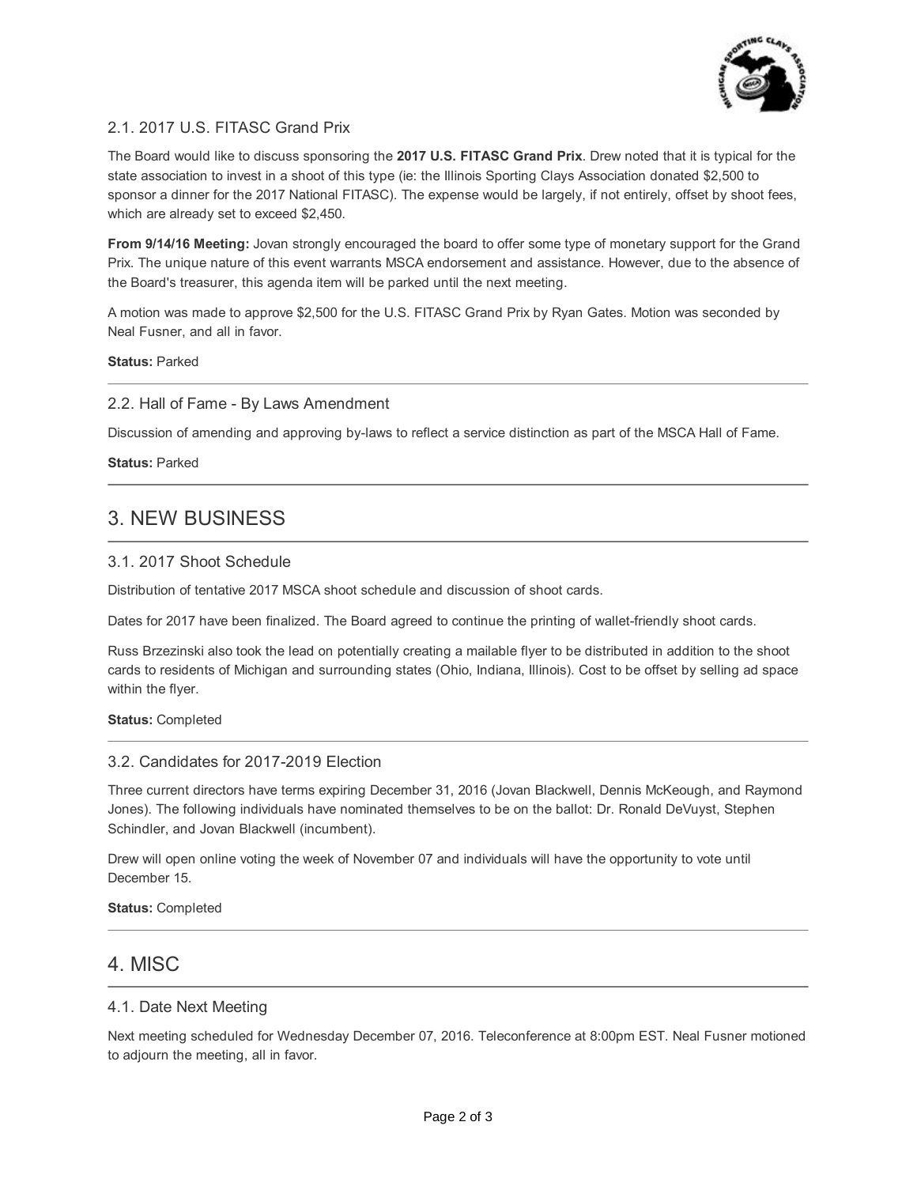### 2.1. 2017 U.S. FITASC Grand Prix

The Board would like to discuss sponsoring the **2017 U.S. FITASC Grand Prix**. Drew noted that it is typical for the state association to invest in a shoot of this type (ie: the Illinois Sporting Clays Association donated $2,500 to sponsor a dinner for the 2017 National FITASC). The expense would be largely, if not entirely, offset by shoot fees, which are already set to exceed $2,450.

**From 9/14/16 Meeting:** Jovan strongly encouraged the board to offer some type of monetary support for the Grand Prix. The unique nature of this event warrants MSCA endorsement and assistance. However, due to the absence of the Board's treasurer, this agenda item will be parked until the next meeting.

A motion was made to approve $2,500 for the U.S. FITASC Grand Prix by Ryan Gates. Motion was seconded by Neal Fusner, and all in favor.

**Status:** Parked

---

### 2.2. Hall of Fame - By Laws Amendment

Discussion of amending and approving by-laws to reflect a service distinction as part of the MSCA Hall of Fame.

**Status:** Parked

---

## 3. NEW BUSINESS

### 3.1. 2017 Shoot Schedule

Distribution of tentative 2017 MSCA shoot schedule and discussion of shoot cards.

Dates for 2017 have been finalized. The Board agreed to continue the printing of wallet-friendly shoot cards.

Russ Brzezinski also took the lead on potentially creating a mailable flyer to be distributed in addition to the shoot cards to residents of Michigan and surrounding states (Ohio, Indiana, Illinois). Cost to be offset by selling ad space within the flyer.

**Status:** Completed

---

### 3.2. Candidates for 2017-2019 Election

Three current directors have terms expiring December 31, 2016 (Jovan Blackwell, Dennis McKeough, and Raymond Jones). The following individuals have nominated themselves to be on the ballot: Dr. Ronald DeVuyst, Stephen Schindler, and Jovan Blackwell (incumbent).

Drew will open online voting the week of November 07 and individuals will have the opportunity to vote until December 15.

**Status:** Completed

---

## 4. MISC

### 4.1. Date Next Meeting

Next meeting scheduled for Wednesday December 07, 2016. Teleconference at 8:00pm EST. Neal Fusner motioned to adjourn the meeting, all in favor.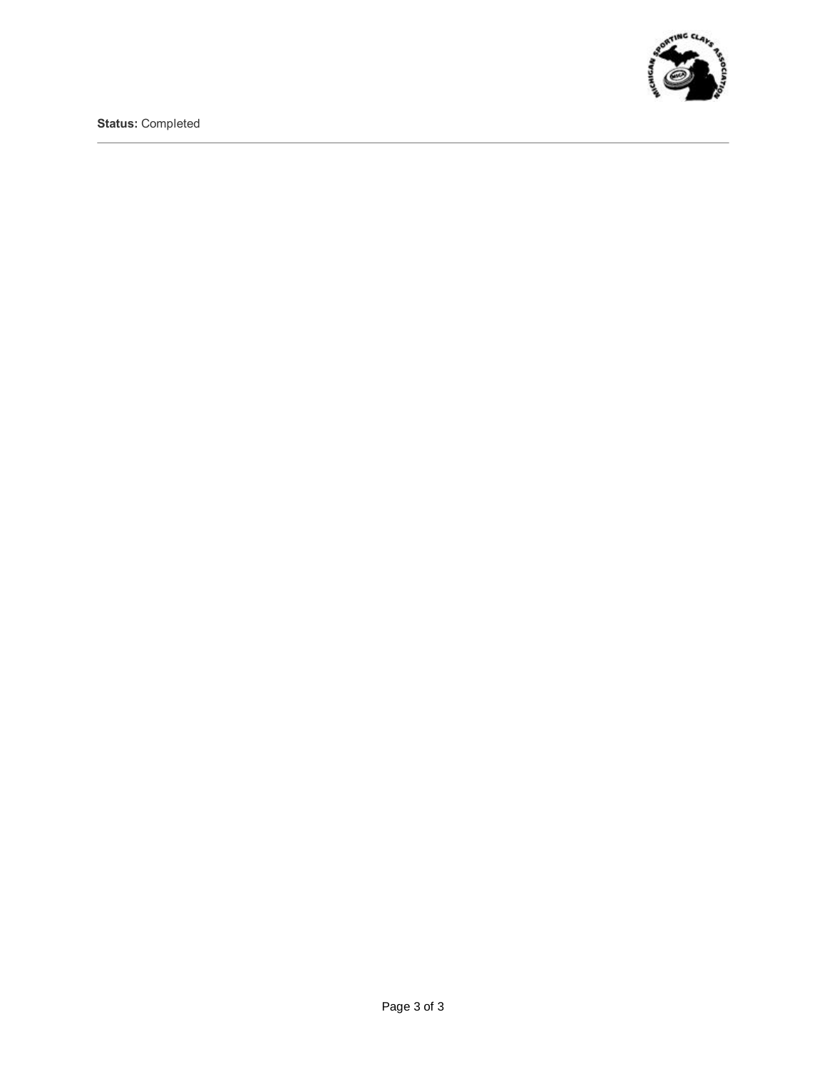**Status:** Completed

---